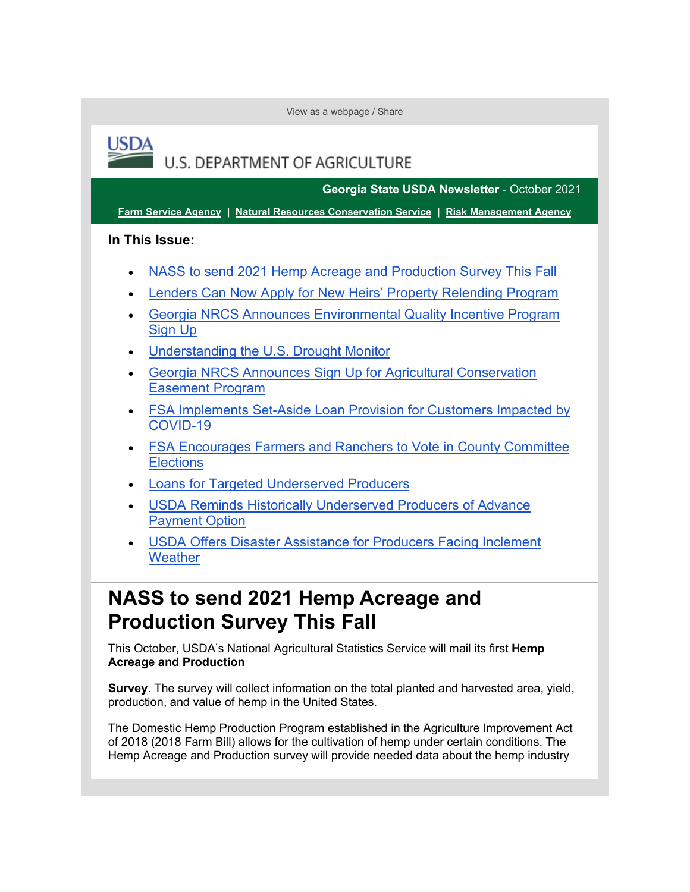View as a webpage / Share

U.S. DEPARTMENT OF AGRICULTURE

**Georgia State USDA Newsletter** - October 2021

**Farm Service Agency** | **Natural Resources Conservation Service** | **Risk Management Agency**

**In This Issue:**

- NASS to send 2021 Hemp Acreage and Production Survey This Fall
- Lenders Can Now Apply for New Heirs' Property Relending Program
- Georgia NRCS Announces Environmental Quality Incentive Program Sign Up
- Understanding the U.S. Drought Monitor
- Georgia NRCS Announces Sign Up for Agricultural Conservation Easement Program
- FSA Implements Set-Aside Loan Provision for Customers Impacted by COVID-19
- FSA Encourages Farmers and Ranchers to Vote in County Committee Elections
- Loans for Targeted Underserved Producers
- USDA Reminds Historically Underserved Producers of Advance Payment Option
- USDA Offers Disaster Assistance for Producers Facing Inclement Weather

# NASS to send 2021 Hemp Acreage and Production Survey This Fall

This October, USDA's National Agricultural Statistics Service will mail its first **Hemp Acreage and Production**

**Survey**. The survey will collect information on the total planted and harvested area, yield, production, and value of hemp in the United States.

The Domestic Hemp Production Program established in the Agriculture Improvement Act of 2018 (2018 Farm Bill) allows for the cultivation of hemp under certain conditions. The Hemp Acreage and Production survey will provide needed data about the hemp industry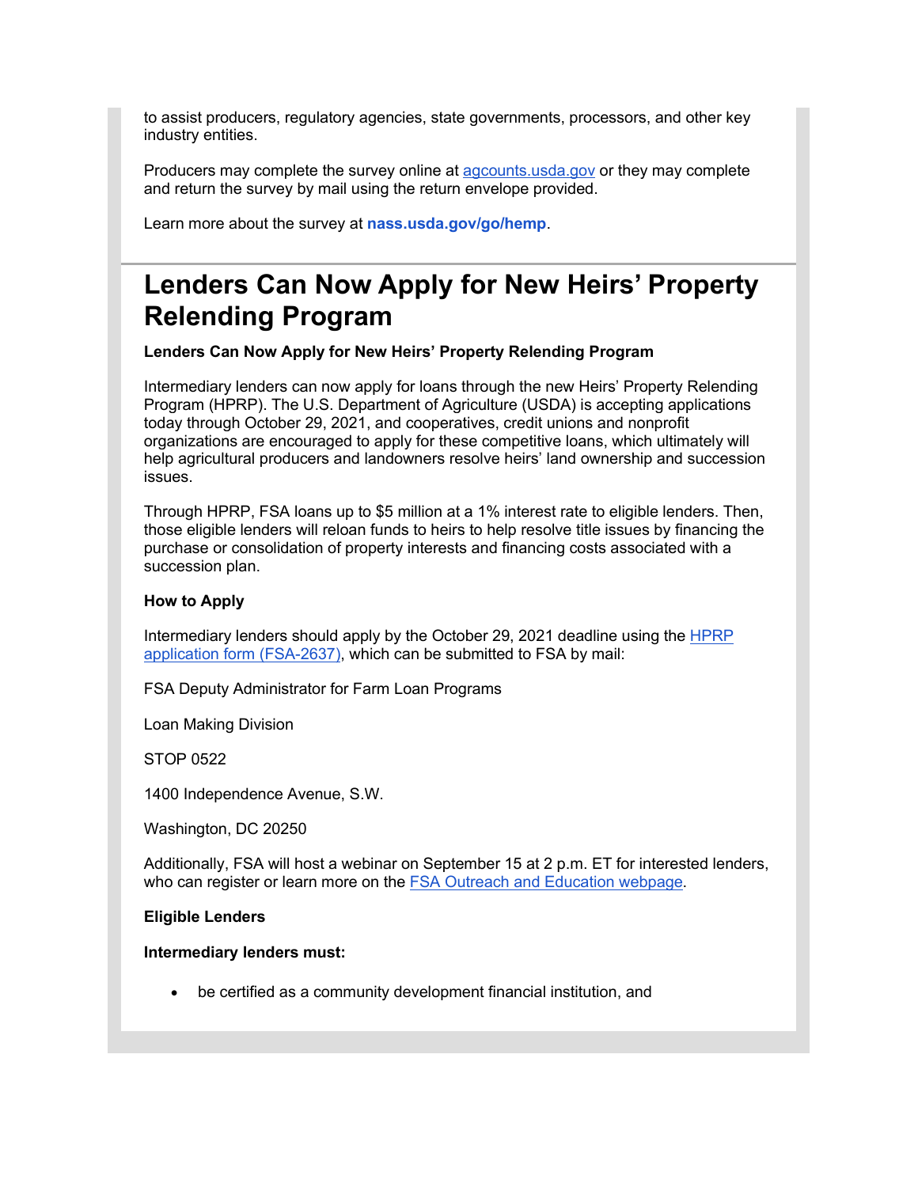to assist producers, regulatory agencies, state governments, processors, and other key industry entities.

Producers may complete the survey online at [agcounts.usda.gov](agcounts.usda.gov) or they may complete and return the survey by mail using the return envelope provided.

Learn more about the survey at **nass.usda.gov/go/hemp**.

# Lenders Can Now Apply for New Heirs' Property Relending Program

**Lenders Can Now Apply for New Heirs' Property Relending Program**

Intermediary lenders can now apply for loans through the new Heirs' Property Relending Program (HPRP). The U.S. Department of Agriculture (USDA) is accepting applications today through October 29, 2021, and cooperatives, credit unions and nonprofit organizations are encouraged to apply for these competitive loans, which ultimately will help agricultural producers and landowners resolve heirs' land ownership and succession issues.

Through HPRP, FSA loans up to $5 million at a 1% interest rate to eligible lenders. Then, those eligible lenders will reloan funds to heirs to help resolve title issues by financing the purchase or consolidation of property interests and financing costs associated with a succession plan.

**How to Apply**

Intermediary lenders should apply by the October 29, 2021 deadline using the HPRP application form (FSA-2637), which can be submitted to FSA by mail:

FSA Deputy Administrator for Farm Loan Programs

Loan Making Division

STOP 0522

1400 Independence Avenue, S.W.

Washington, DC 20250

Additionally, FSA will host a webinar on September 15 at 2 p.m. ET for interested lenders, who can register or learn more on the FSA Outreach and Education webpage.

**Eligible Lenders**

**Intermediary lenders must:**

- be certified as a community development financial institution, and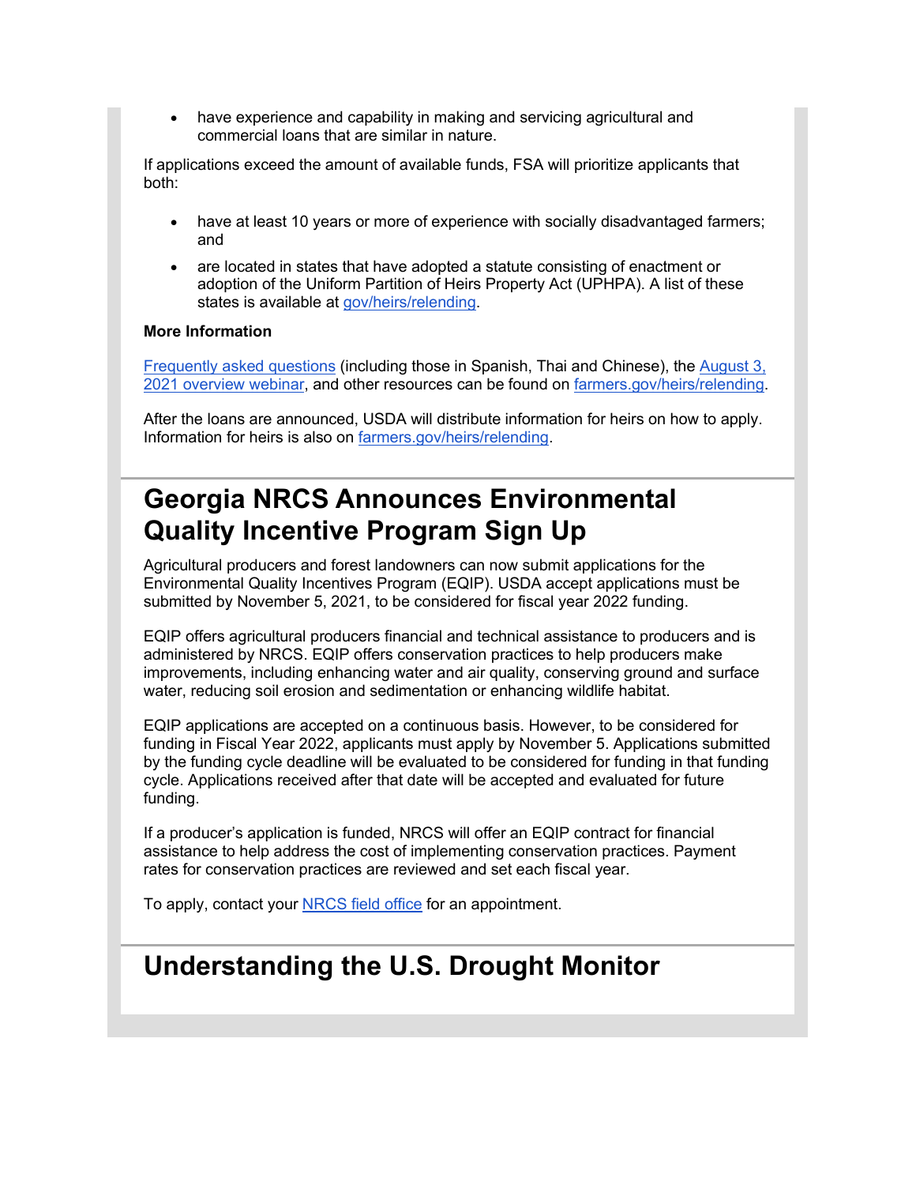- have experience and capability in making and servicing agricultural and commercial loans that are similar in nature.

If applications exceed the amount of available funds, FSA will prioritize applicants that both:

- have at least 10 years or more of experience with socially disadvantaged farmers; and
- are located in states that have adopted a statute consisting of enactment or adoption of the Uniform Partition of Heirs Property Act (UPHPA). A list of these states is available at gov/heirs/relending.

**More Information**

Frequently asked questions (including those in Spanish, Thai and Chinese), the August 3, 2021 overview webinar, and other resources can be found on farmers.gov/heirs/relending.

After the loans are announced, USDA will distribute information for heirs on how to apply. Information for heirs is also on farmers.gov/heirs/relending.

# Georgia NRCS Announces Environmental Quality Incentive Program Sign Up

Agricultural producers and forest landowners can now submit applications for the Environmental Quality Incentives Program (EQIP). USDA accept applications must be submitted by November 5, 2021, to be considered for fiscal year 2022 funding.

EQIP offers agricultural producers financial and technical assistance to producers and is administered by NRCS. EQIP offers conservation practices to help producers make improvements, including enhancing water and air quality, conserving ground and surface water, reducing soil erosion and sedimentation or enhancing wildlife habitat.

EQIP applications are accepted on a continuous basis. However, to be considered for funding in Fiscal Year 2022, applicants must apply by November 5. Applications submitted by the funding cycle deadline will be evaluated to be considered for funding in that funding cycle. Applications received after that date will be accepted and evaluated for future funding.

If a producer's application is funded, NRCS will offer an EQIP contract for financial assistance to help address the cost of implementing conservation practices. Payment rates for conservation practices are reviewed and set each fiscal year.

To apply, contact your NRCS field office for an appointment.

# Understanding the U.S. Drought Monitor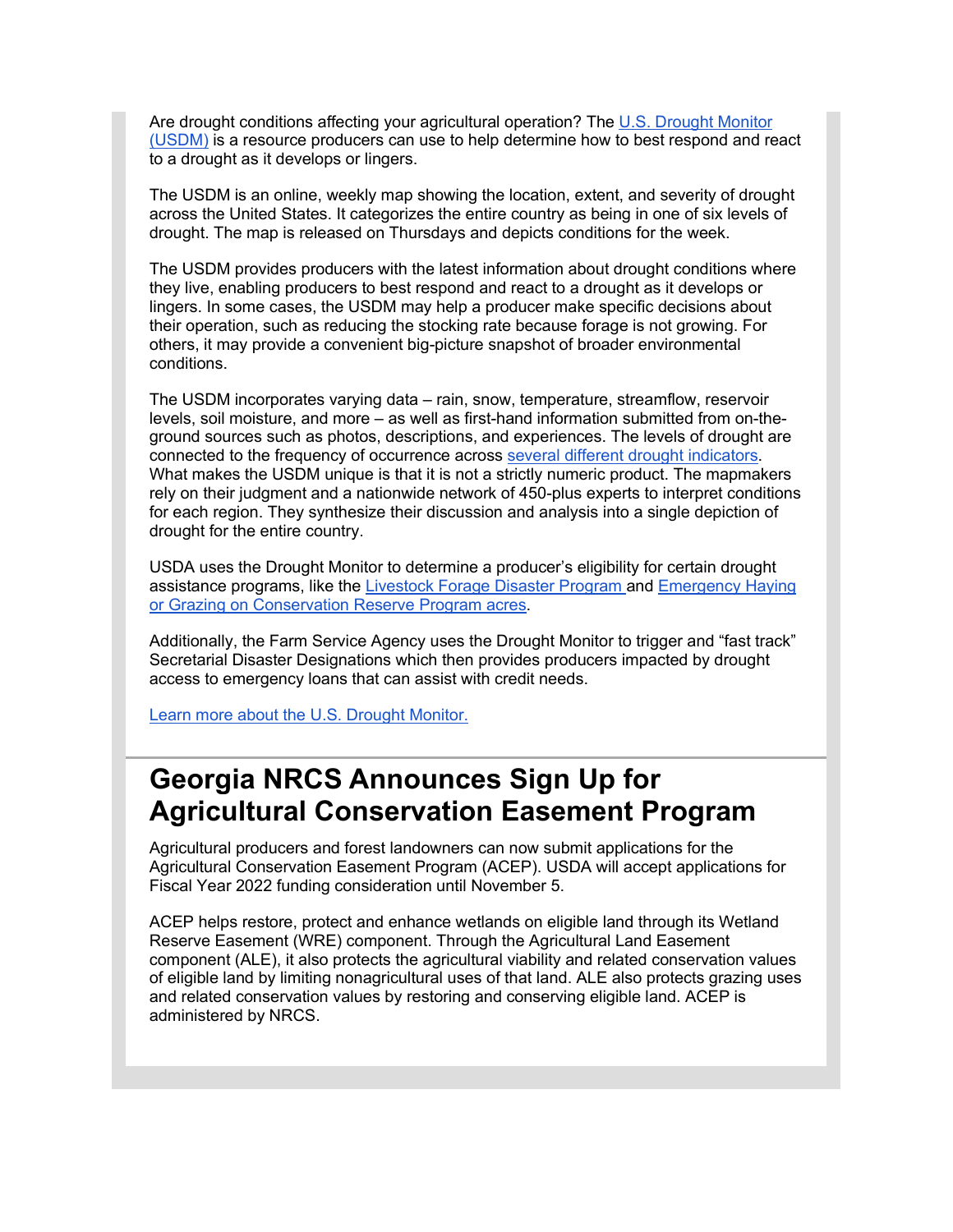Are drought conditions affecting your agricultural operation? The U.S. Drought Monitor (USDM) is a resource producers can use to help determine how to best respond and react to a drought as it develops or lingers.

The USDM is an online, weekly map showing the location, extent, and severity of drought across the United States. It categorizes the entire country as being in one of six levels of drought. The map is released on Thursdays and depicts conditions for the week.

The USDM provides producers with the latest information about drought conditions where they live, enabling producers to best respond and react to a drought as it develops or lingers. In some cases, the USDM may help a producer make specific decisions about their operation, such as reducing the stocking rate because forage is not growing. For others, it may provide a convenient big-picture snapshot of broader environmental conditions.

The USDM incorporates varying data – rain, snow, temperature, streamflow, reservoir levels, soil moisture, and more – as well as first-hand information submitted from on-the-ground sources such as photos, descriptions, and experiences. The levels of drought are connected to the frequency of occurrence across several different drought indicators. What makes the USDM unique is that it is not a strictly numeric product. The mapmakers rely on their judgment and a nationwide network of 450-plus experts to interpret conditions for each region. They synthesize their discussion and analysis into a single depiction of drought for the entire country.

USDA uses the Drought Monitor to determine a producer's eligibility for certain drought assistance programs, like the Livestock Forage Disaster Program and Emergency Haying or Grazing on Conservation Reserve Program acres.

Additionally, the Farm Service Agency uses the Drought Monitor to trigger and "fast track" Secretarial Disaster Designations which then provides producers impacted by drought access to emergency loans that can assist with credit needs.

Learn more about the U.S. Drought Monitor.

# Georgia NRCS Announces Sign Up for Agricultural Conservation Easement Program

Agricultural producers and forest landowners can now submit applications for the Agricultural Conservation Easement Program (ACEP). USDA will accept applications for Fiscal Year 2022 funding consideration until November 5.

ACEP helps restore, protect and enhance wetlands on eligible land through its Wetland Reserve Easement (WRE) component. Through the Agricultural Land Easement component (ALE), it also protects the agricultural viability and related conservation values of eligible land by limiting nonagricultural uses of that land. ALE also protects grazing uses and related conservation values by restoring and conserving eligible land. ACEP is administered by NRCS.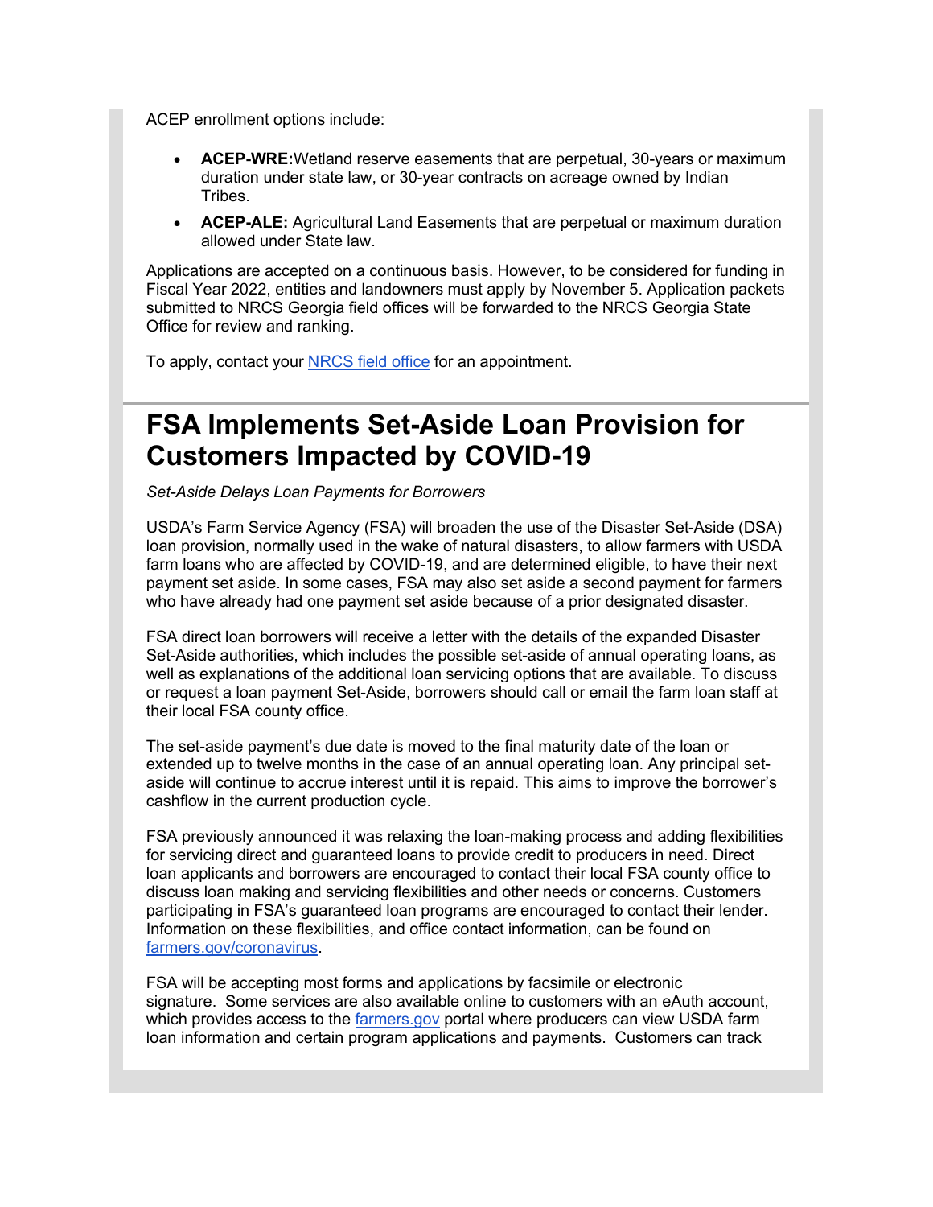ACEP enrollment options include:

- **ACEP-WRE:** Wetland reserve easements that are perpetual, 30-years or maximum duration under state law, or 30-year contracts on acreage owned by Indian Tribes.
- **ACEP-ALE:** Agricultural Land Easements that are perpetual or maximum duration allowed under State law.

Applications are accepted on a continuous basis. However, to be considered for funding in Fiscal Year 2022, entities and landowners must apply by November 5. Application packets submitted to NRCS Georgia field offices will be forwarded to the NRCS Georgia State Office for review and ranking.

To apply, contact your NRCS field office for an appointment.

# FSA Implements Set-Aside Loan Provision for Customers Impacted by COVID-19

*Set-Aside Delays Loan Payments for Borrowers*

USDA's Farm Service Agency (FSA) will broaden the use of the Disaster Set-Aside (DSA) loan provision, normally used in the wake of natural disasters, to allow farmers with USDA farm loans who are affected by COVID-19, and are determined eligible, to have their next payment set aside. In some cases, FSA may also set aside a second payment for farmers who have already had one payment set aside because of a prior designated disaster.

FSA direct loan borrowers will receive a letter with the details of the expanded Disaster Set-Aside authorities, which includes the possible set-aside of annual operating loans, as well as explanations of the additional loan servicing options that are available. To discuss or request a loan payment Set-Aside, borrowers should call or email the farm loan staff at their local FSA county office.

The set-aside payment's due date is moved to the final maturity date of the loan or extended up to twelve months in the case of an annual operating loan. Any principal set-aside will continue to accrue interest until it is repaid. This aims to improve the borrower's cashflow in the current production cycle.

FSA previously announced it was relaxing the loan-making process and adding flexibilities for servicing direct and guaranteed loans to provide credit to producers in need. Direct loan applicants and borrowers are encouraged to contact their local FSA county office to discuss loan making and servicing flexibilities and other needs or concerns. Customers participating in FSA's guaranteed loan programs are encouraged to contact their lender. Information on these flexibilities, and office contact information, can be found on farmers.gov/coronavirus.

FSA will be accepting most forms and applications by facsimile or electronic signature. Some services are also available online to customers with an eAuth account, which provides access to the farmers.gov portal where producers can view USDA farm loan information and certain program applications and payments. Customers can track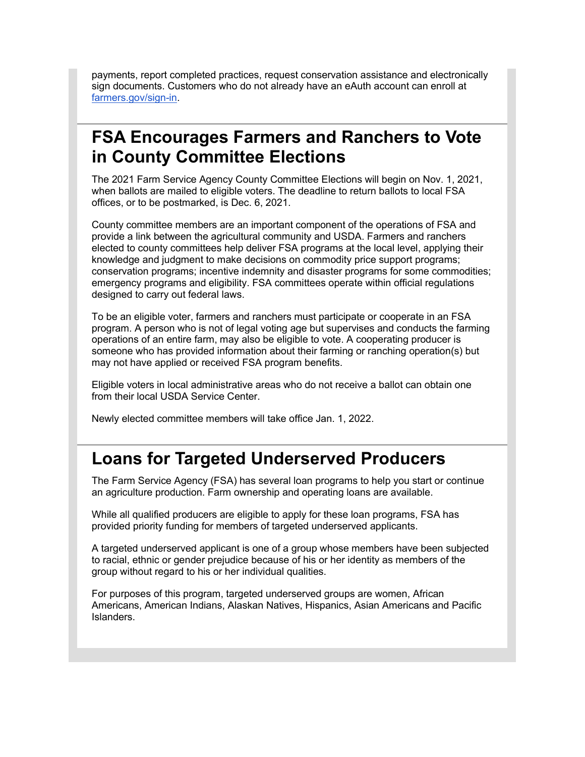payments, report completed practices, request conservation assistance and electronically sign documents. Customers who do not already have an eAuth account can enroll at [farmers.gov/sign-in](farmers.gov/sign-in).

## FSA Encourages Farmers and Ranchers to Vote in County Committee Elections

The 2021 Farm Service Agency County Committee Elections will begin on Nov. 1, 2021, when ballots are mailed to eligible voters. The deadline to return ballots to local FSA offices, or to be postmarked, is Dec. 6, 2021.

County committee members are an important component of the operations of FSA and provide a link between the agricultural community and USDA. Farmers and ranchers elected to county committees help deliver FSA programs at the local level, applying their knowledge and judgment to make decisions on commodity price support programs; conservation programs; incentive indemnity and disaster programs for some commodities; emergency programs and eligibility. FSA committees operate within official regulations designed to carry out federal laws.

To be an eligible voter, farmers and ranchers must participate or cooperate in an FSA program. A person who is not of legal voting age but supervises and conducts the farming operations of an entire farm, may also be eligible to vote. A cooperating producer is someone who has provided information about their farming or ranching operation(s) but may not have applied or received FSA program benefits.

Eligible voters in local administrative areas who do not receive a ballot can obtain one from their local USDA Service Center.

Newly elected committee members will take office Jan. 1, 2022.

## Loans for Targeted Underserved Producers

The Farm Service Agency (FSA) has several loan programs to help you start or continue an agriculture production. Farm ownership and operating loans are available.

While all qualified producers are eligible to apply for these loan programs, FSA has provided priority funding for members of targeted underserved applicants.

A targeted underserved applicant is one of a group whose members have been subjected to racial, ethnic or gender prejudice because of his or her identity as members of the group without regard to his or her individual qualities.

For purposes of this program, targeted underserved groups are women, African Americans, American Indians, Alaskan Natives, Hispanics, Asian Americans and Pacific Islanders.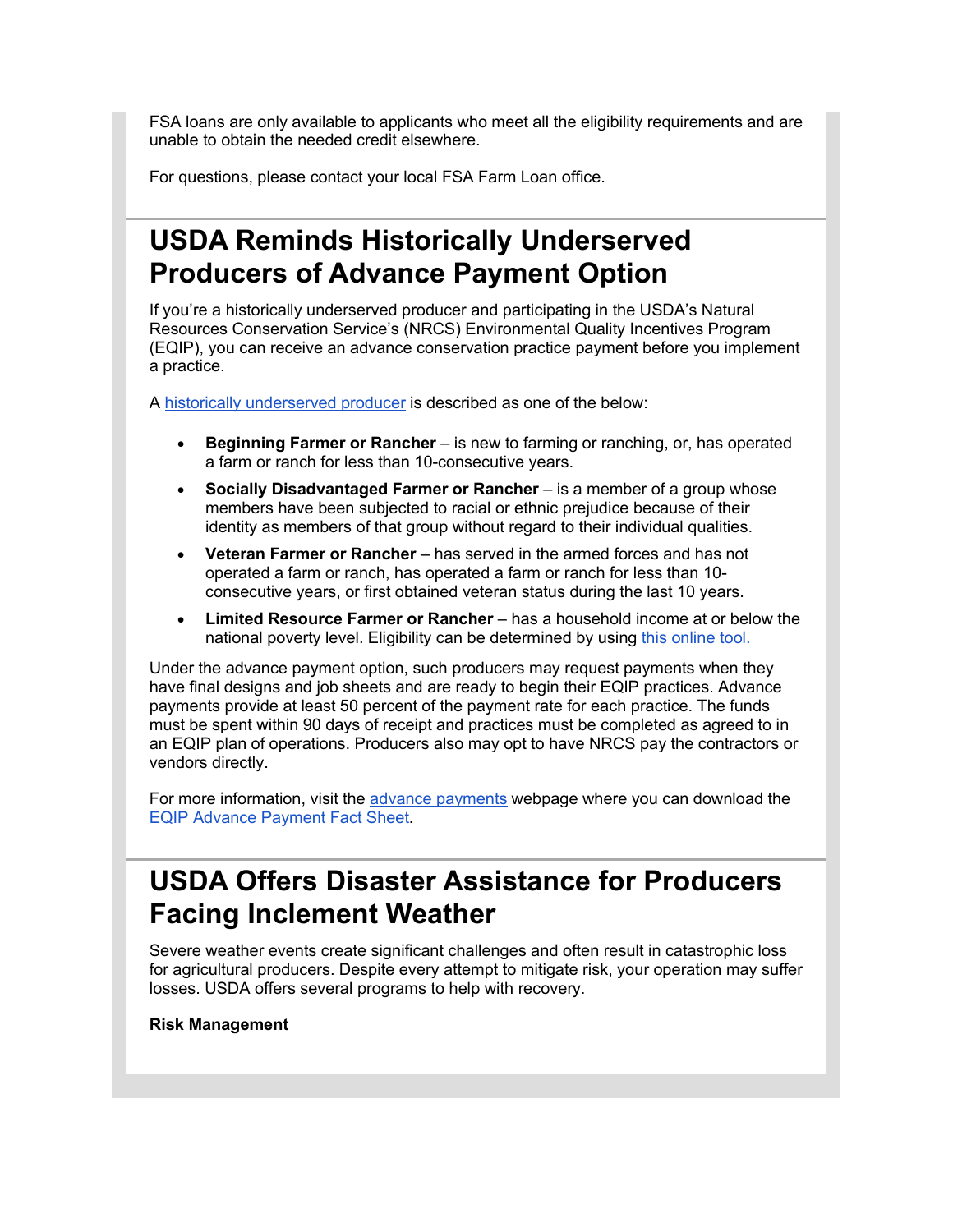FSA loans are only available to applicants who meet all the eligibility requirements and are unable to obtain the needed credit elsewhere.

For questions, please contact your local FSA Farm Loan office.

## USDA Reminds Historically Underserved Producers of Advance Payment Option

If you're a historically underserved producer and participating in the USDA's Natural Resources Conservation Service's (NRCS) Environmental Quality Incentives Program (EQIP), you can receive an advance conservation practice payment before you implement a practice.

A historically underserved producer is described as one of the below:

- **Beginning Farmer or Rancher** – is new to farming or ranching, or, has operated a farm or ranch for less than 10-consecutive years.
- **Socially Disadvantaged Farmer or Rancher** – is a member of a group whose members have been subjected to racial or ethnic prejudice because of their identity as members of that group without regard to their individual qualities.
- **Veteran Farmer or Rancher** – has served in the armed forces and has not operated a farm or ranch, has operated a farm or ranch for less than 10-consecutive years, or first obtained veteran status during the last 10 years.
- **Limited Resource Farmer or Rancher** – has a household income at or below the national poverty level. Eligibility can be determined by using this online tool.

Under the advance payment option, such producers may request payments when they have final designs and job sheets and are ready to begin their EQIP practices. Advance payments provide at least 50 percent of the payment rate for each practice. The funds must be spent within 90 days of receipt and practices must be completed as agreed to in an EQIP plan of operations. Producers also may opt to have NRCS pay the contractors or vendors directly.

For more information, visit the advance payments webpage where you can download the EQIP Advance Payment Fact Sheet.

## USDA Offers Disaster Assistance for Producers Facing Inclement Weather

Severe weather events create significant challenges and often result in catastrophic loss for agricultural producers. Despite every attempt to mitigate risk, your operation may suffer losses. USDA offers several programs to help with recovery.

**Risk Management**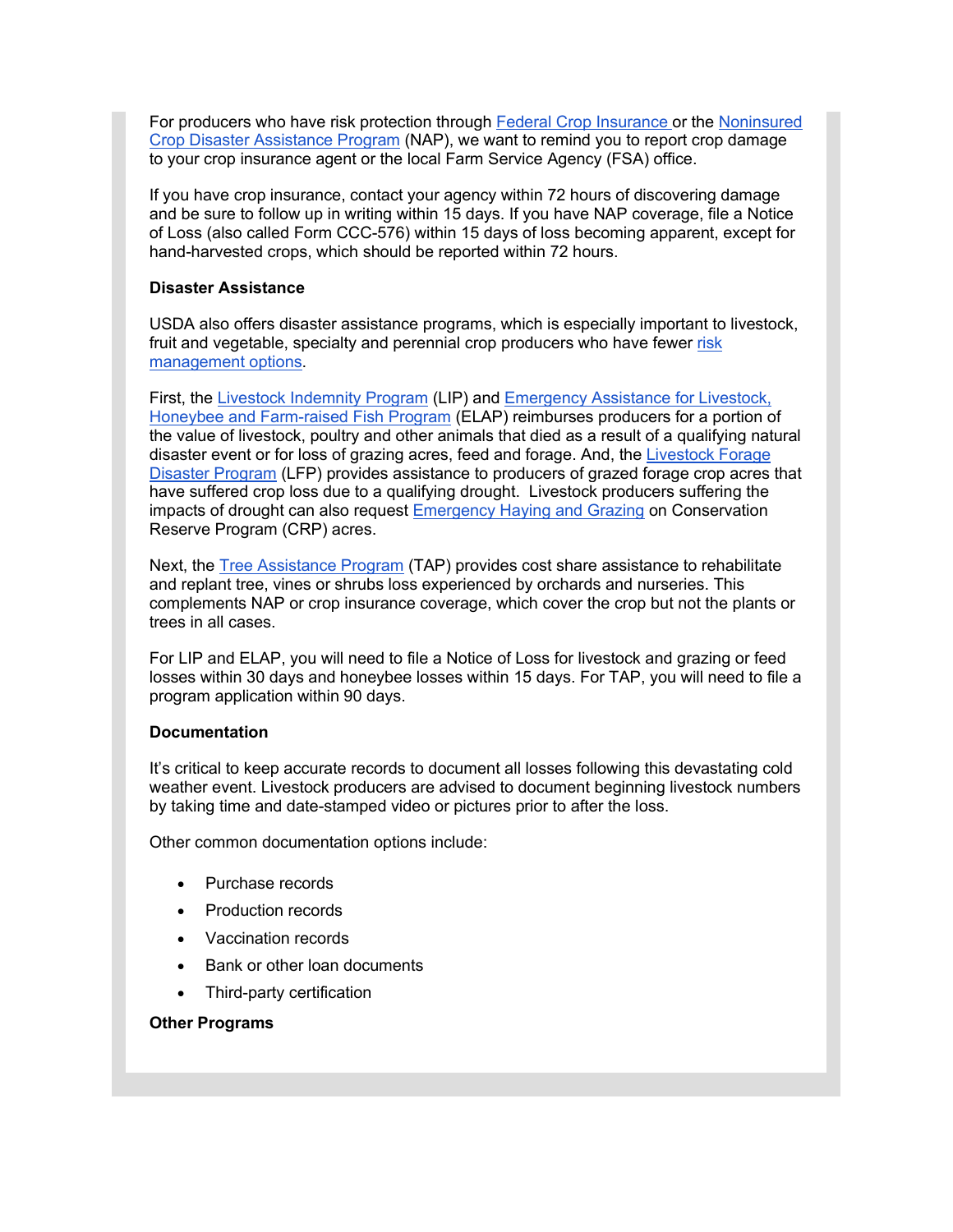For producers who have risk protection through Federal Crop Insurance or the Noninsured Crop Disaster Assistance Program (NAP), we want to remind you to report crop damage to your crop insurance agent or the local Farm Service Agency (FSA) office.

If you have crop insurance, contact your agency within 72 hours of discovering damage and be sure to follow up in writing within 15 days. If you have NAP coverage, file a Notice of Loss (also called Form CCC-576) within 15 days of loss becoming apparent, except for hand-harvested crops, which should be reported within 72 hours.

**Disaster Assistance**

USDA also offers disaster assistance programs, which is especially important to livestock, fruit and vegetable, specialty and perennial crop producers who have fewer risk management options.

First, the Livestock Indemnity Program (LIP) and Emergency Assistance for Livestock, Honeybee and Farm-raised Fish Program (ELAP) reimburses producers for a portion of the value of livestock, poultry and other animals that died as a result of a qualifying natural disaster event or for loss of grazing acres, feed and forage. And, the Livestock Forage Disaster Program (LFP) provides assistance to producers of grazed forage crop acres that have suffered crop loss due to a qualifying drought. Livestock producers suffering the impacts of drought can also request Emergency Haying and Grazing on Conservation Reserve Program (CRP) acres.

Next, the Tree Assistance Program (TAP) provides cost share assistance to rehabilitate and replant tree, vines or shrubs loss experienced by orchards and nurseries. This complements NAP or crop insurance coverage, which cover the crop but not the plants or trees in all cases.

For LIP and ELAP, you will need to file a Notice of Loss for livestock and grazing or feed losses within 30 days and honeybee losses within 15 days. For TAP, you will need to file a program application within 90 days.

**Documentation**

It's critical to keep accurate records to document all losses following this devastating cold weather event. Livestock producers are advised to document beginning livestock numbers by taking time and date-stamped video or pictures prior to after the loss.

Other common documentation options include:

- Purchase records
- Production records
- Vaccination records
- Bank or other loan documents
- Third-party certification

**Other Programs**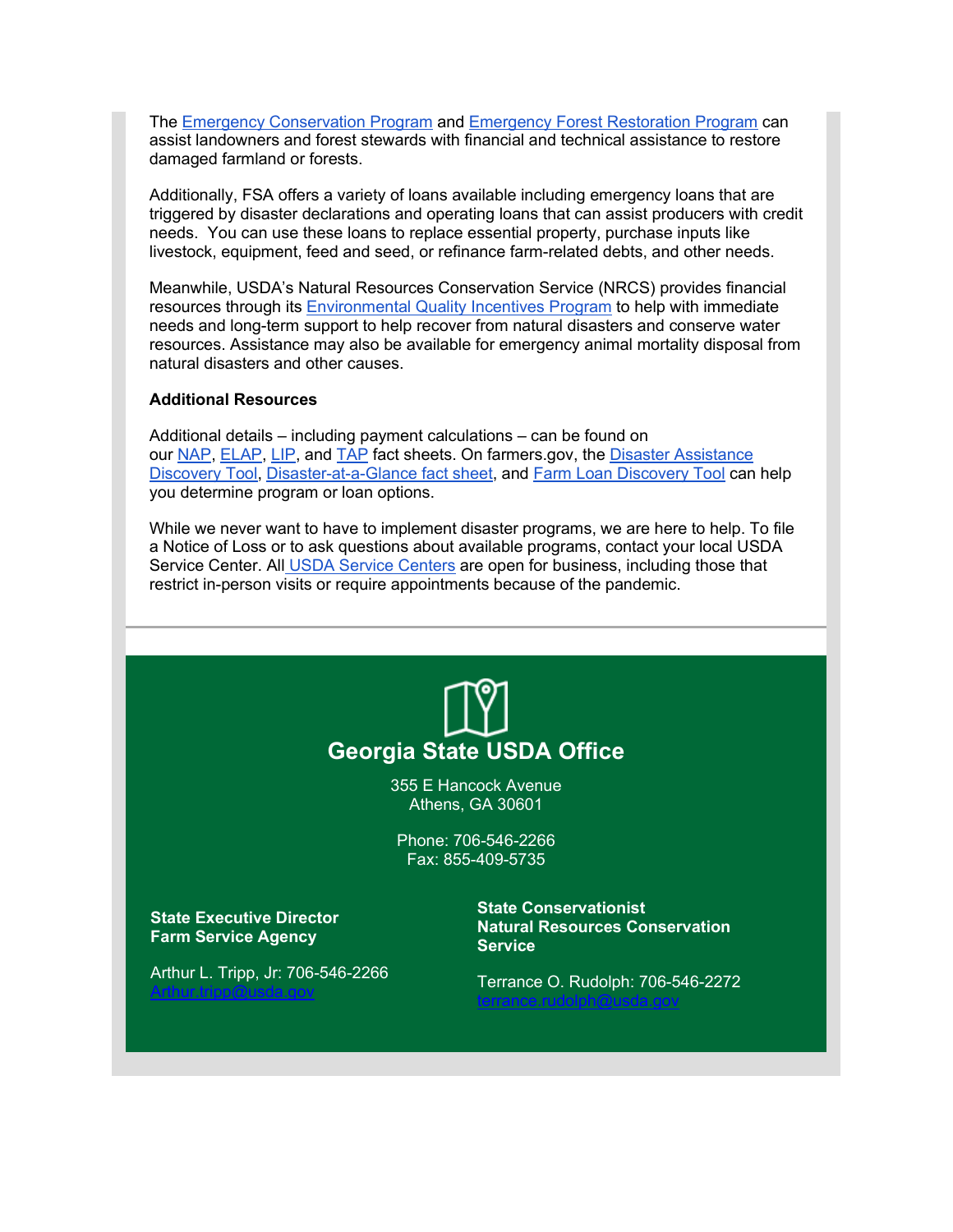The Emergency Conservation Program and Emergency Forest Restoration Program can assist landowners and forest stewards with financial and technical assistance to restore damaged farmland or forests.

Additionally, FSA offers a variety of loans available including emergency loans that are triggered by disaster declarations and operating loans that can assist producers with credit needs. You can use these loans to replace essential property, purchase inputs like livestock, equipment, feed and seed, or refinance farm-related debts, and other needs.

Meanwhile, USDA's Natural Resources Conservation Service (NRCS) provides financial resources through its Environmental Quality Incentives Program to help with immediate needs and long-term support to help recover from natural disasters and conserve water resources. Assistance may also be available for emergency animal mortality disposal from natural disasters and other causes.

**Additional Resources**

Additional details – including payment calculations – can be found on our NAP, ELAP, LIP, and TAP fact sheets. On farmers.gov, the Disaster Assistance Discovery Tool, Disaster-at-a-Glance fact sheet, and Farm Loan Discovery Tool can help you determine program or loan options.

While we never want to have to implement disaster programs, we are here to help. To file a Notice of Loss or to ask questions about available programs, contact your local USDA Service Center. All USDA Service Centers are open for business, including those that restrict in-person visits or require appointments because of the pandemic.

## Georgia State USDA Office

355 E Hancock Avenue
Athens, GA 30601

Phone: 706-546-2266
Fax: 855-409-5735

**State Executive Director**
**Farm Service Agency**

Arthur L. Tripp, Jr: 706-546-2266
Arthur.tripp@usda.gov

**State Conservationist**
**Natural Resources Conservation Service**

Terrance O. Rudolph: 706-546-2272
terrance.rudolph@usda.gov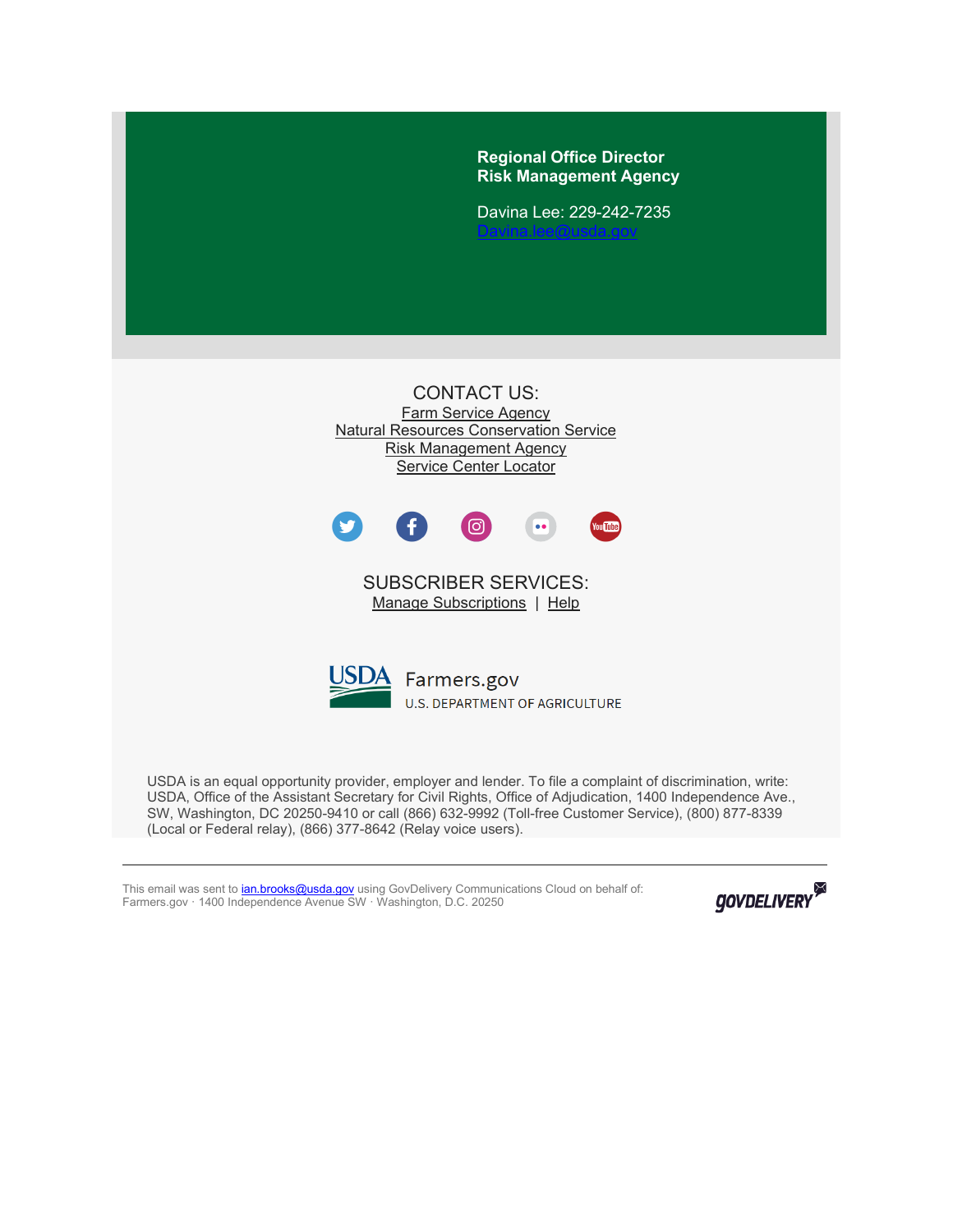**Regional Office Director**
**Risk Management Agency**

Davina Lee: 229-242-7235
Davina.lee@usda.gov

CONTACT US:
Farm Service Agency
Natural Resources Conservation Service
Risk Management Agency
Service Center Locator

SUBSCRIBER SERVICES:
Manage Subscriptions | Help

USDA Farmers.gov
U.S. DEPARTMENT OF AGRICULTURE

USDA is an equal opportunity provider, employer and lender. To file a complaint of discrimination, write: USDA, Office of the Assistant Secretary for Civil Rights, Office of Adjudication, 1400 Independence Ave., SW, Washington, DC 20250-9410 or call (866) 632-9992 (Toll-free Customer Service), (800) 877-8339 (Local or Federal relay), (866) 377-8642 (Relay voice users).

---

This email was sent to ian.brooks@usda.gov using GovDelivery Communications Cloud on behalf of: Farmers.gov · 1400 Independence Avenue SW · Washington, D.C. 20250

GOVDELIVERY